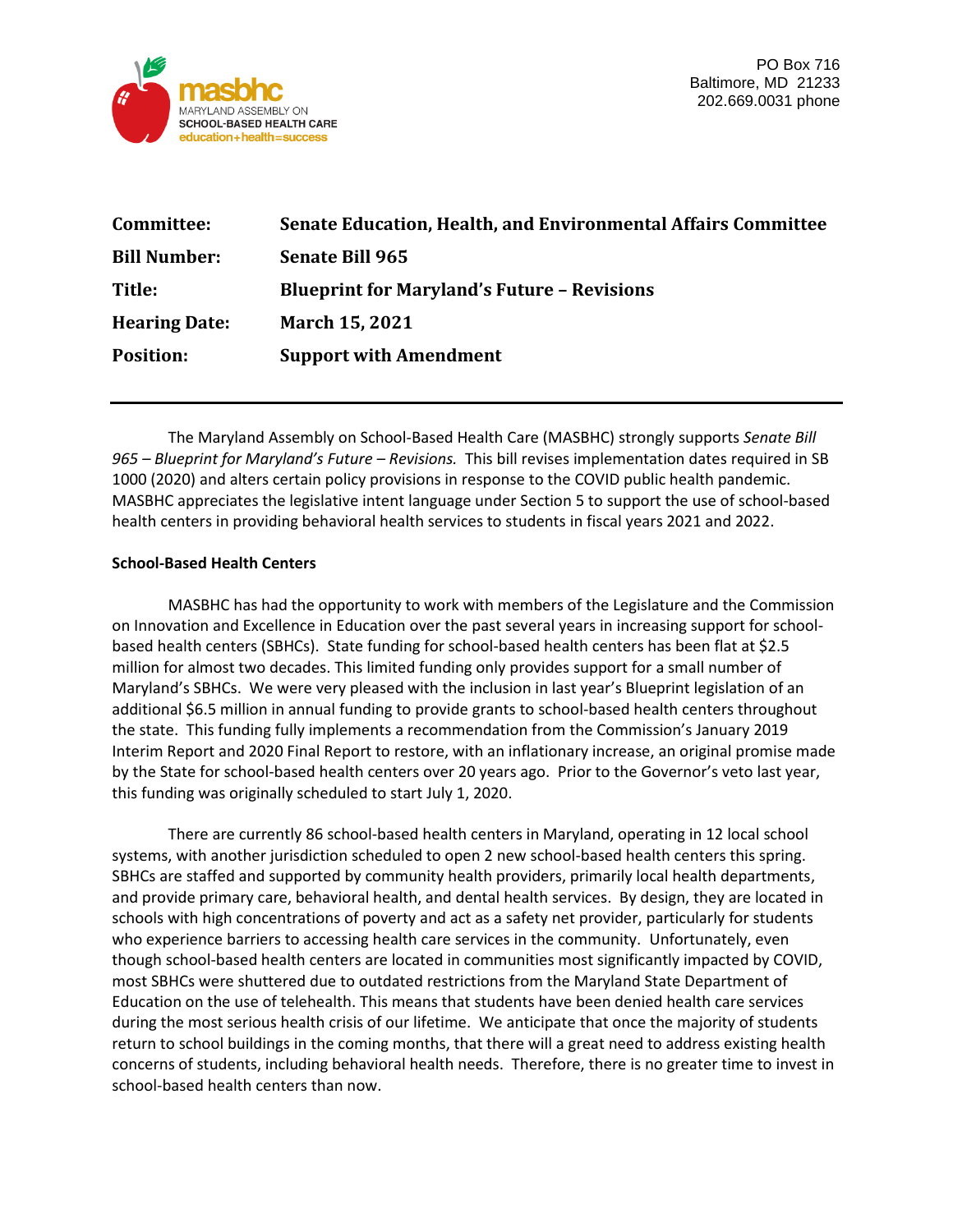masbhc
MARYLAND ASSEMBLY ON
SCHOOL-BASED HEALTH CARE
education+health=success

PO Box 716
Baltimore, MD 21233
202.669.0031 phone

| | |
|---|---|
| **Committee:** | **Senate Education, Health, and Environmental Affairs Committee** |
| **Bill Number:** | **Senate Bill 965** |
| **Title:** | **Blueprint for Maryland's Future – Revisions** |
| **Hearing Date:** | **March 15, 2021** |
| **Position:** | **Support with Amendment** |

---

The Maryland Assembly on School-Based Health Care (MASBHC) strongly supports *Senate Bill 965 – Blueprint for Maryland's Future – Revisions.* This bill revises implementation dates required in SB 1000 (2020) and alters certain policy provisions in response to the COVID public health pandemic. MASBHC appreciates the legislative intent language under Section 5 to support the use of school-based health centers in providing behavioral health services to students in fiscal years 2021 and 2022.

**School-Based Health Centers**

MASBHC has had the opportunity to work with members of the Legislature and the Commission on Innovation and Excellence in Education over the past several years in increasing support for school-based health centers (SBHCs). State funding for school-based health centers has been flat at $2.5 million for almost two decades. This limited funding only provides support for a small number of Maryland's SBHCs. We were very pleased with the inclusion in last year's Blueprint legislation of an additional $6.5 million in annual funding to provide grants to school-based health centers throughout the state. This funding fully implements a recommendation from the Commission's January 2019 Interim Report and 2020 Final Report to restore, with an inflationary increase, an original promise made by the State for school-based health centers over 20 years ago. Prior to the Governor's veto last year, this funding was originally scheduled to start July 1, 2020.

There are currently 86 school-based health centers in Maryland, operating in 12 local school systems, with another jurisdiction scheduled to open 2 new school-based health centers this spring. SBHCs are staffed and supported by community health providers, primarily local health departments, and provide primary care, behavioral health, and dental health services. By design, they are located in schools with high concentrations of poverty and act as a safety net provider, particularly for students who experience barriers to accessing health care services in the community. Unfortunately, even though school-based health centers are located in communities most significantly impacted by COVID, most SBHCs were shuttered due to outdated restrictions from the Maryland State Department of Education on the use of telehealth. This means that students have been denied health care services during the most serious health crisis of our lifetime. We anticipate that once the majority of students return to school buildings in the coming months, that there will a great need to address existing health concerns of students, including behavioral health needs. Therefore, there is no greater time to invest in school-based health centers than now.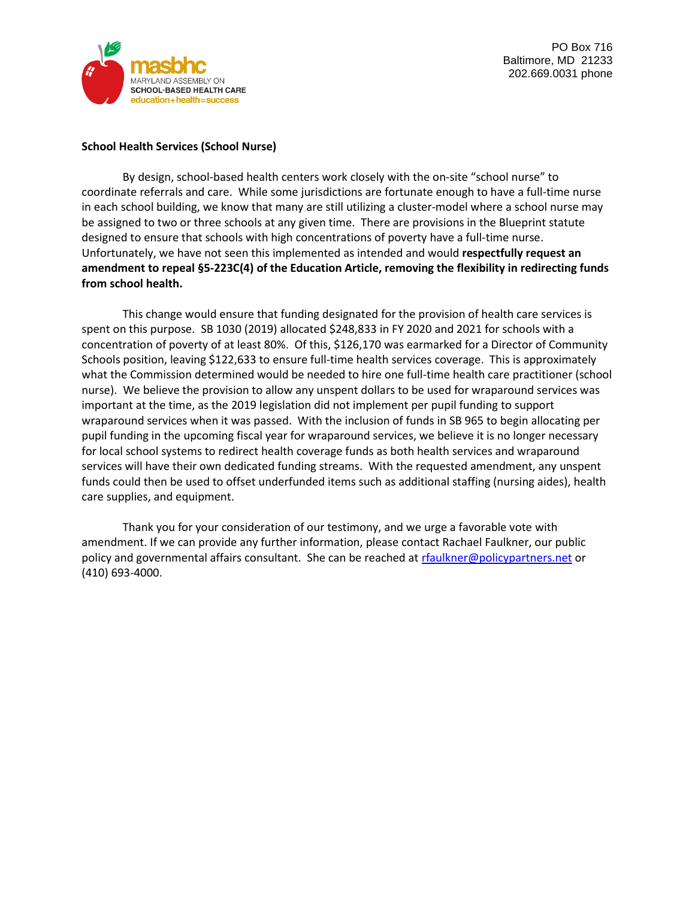masbhc
MARYLAND ASSEMBLY ON
SCHOOL-BASED HEALTH CARE
education+health=success

PO Box 716
Baltimore, MD 21233
202.669.0031 phone

**School Health Services (School Nurse)**

By design, school-based health centers work closely with the on-site "school nurse" to coordinate referrals and care. While some jurisdictions are fortunate enough to have a full-time nurse in each school building, we know that many are still utilizing a cluster-model where a school nurse may be assigned to two or three schools at any given time. There are provisions in the Blueprint statute designed to ensure that schools with high concentrations of poverty have a full-time nurse. Unfortunately, we have not seen this implemented as intended and would **respectfully request an amendment to repeal §5-223C(4) of the Education Article, removing the flexibility in redirecting funds from school health.**

This change would ensure that funding designated for the provision of health care services is spent on this purpose. SB 1030 (2019) allocated $248,833 in FY 2020 and 2021 for schools with a concentration of poverty of at least 80%. Of this, $126,170 was earmarked for a Director of Community Schools position, leaving $122,633 to ensure full-time health services coverage. This is approximately what the Commission determined would be needed to hire one full-time health care practitioner (school nurse). We believe the provision to allow any unspent dollars to be used for wraparound services was important at the time, as the 2019 legislation did not implement per pupil funding to support wraparound services when it was passed. With the inclusion of funds in SB 965 to begin allocating per pupil funding in the upcoming fiscal year for wraparound services, we believe it is no longer necessary for local school systems to redirect health coverage funds as both health services and wraparound services will have their own dedicated funding streams. With the requested amendment, any unspent funds could then be used to offset underfunded items such as additional staffing (nursing aides), health care supplies, and equipment.

Thank you for your consideration of our testimony, and we urge a favorable vote with amendment. If we can provide any further information, please contact Rachael Faulkner, our public policy and governmental affairs consultant. She can be reached at rfaulkner@policypartners.net or (410) 693-4000.